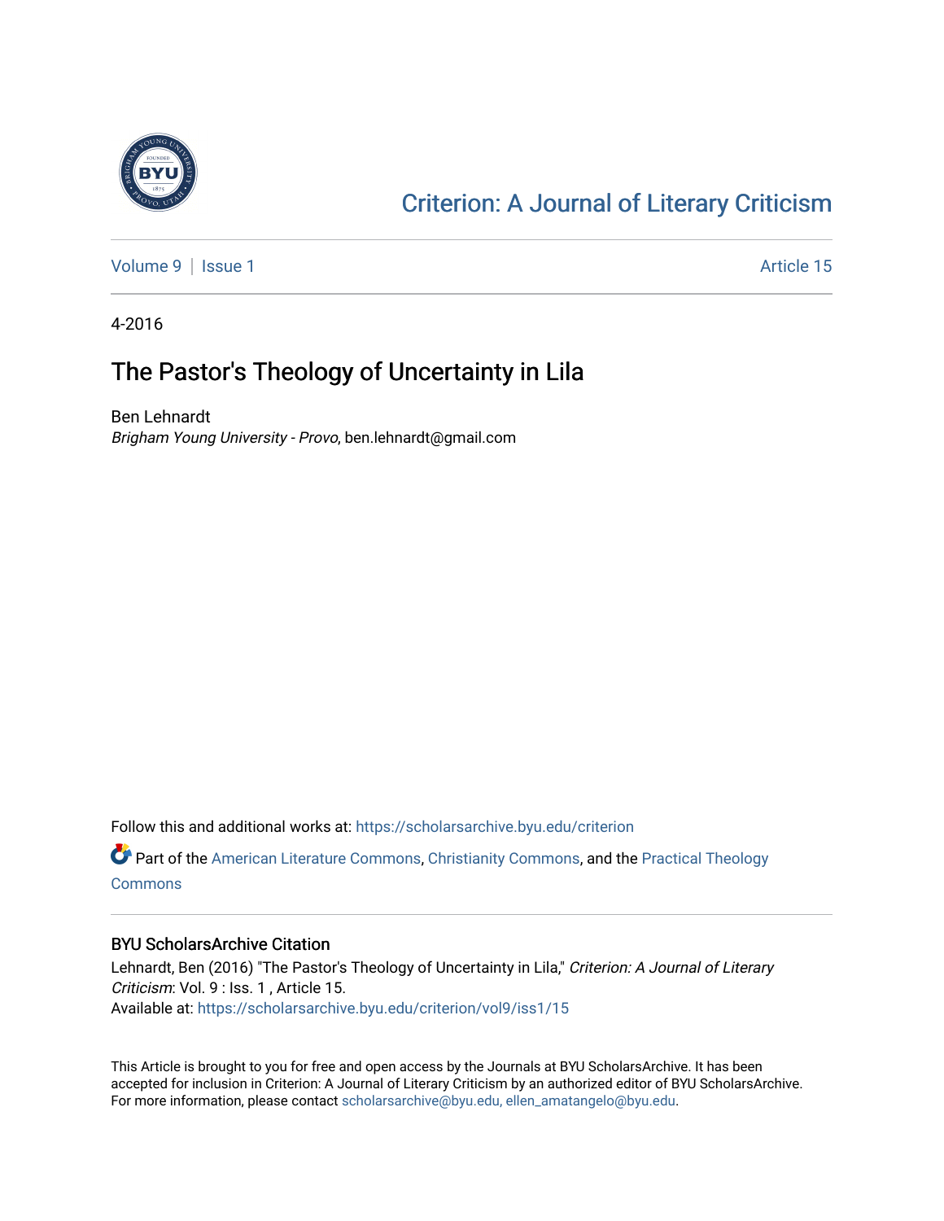[Criterion: A Journal of Literary Criticism](https://scholarsarchive.byu.edu/criterion)

Volume 9 | Issue 1 — Article 15

4-2016

# The Pastor's Theology of Uncertainty in Lila

Ben Lehnardt
*Brigham Young University - Provo*, ben.lehnardt@gmail.com

Follow this and additional works at: https://scholarsarchive.byu.edu/criterion

Part of the American Literature Commons, Christianity Commons, and the Practical Theology Commons

## BYU ScholarsArchive Citation

Lehnardt, Ben (2016) "The Pastor's Theology of Uncertainty in Lila," *Criterion: A Journal of Literary Criticism*: Vol. 9 : Iss. 1 , Article 15.
Available at: https://scholarsarchive.byu.edu/criterion/vol9/iss1/15

This Article is brought to you for free and open access by the Journals at BYU ScholarsArchive. It has been accepted for inclusion in Criterion: A Journal of Literary Criticism by an authorized editor of BYU ScholarsArchive. For more information, please contact scholarsarchive@byu.edu, ellen_amatangelo@byu.edu.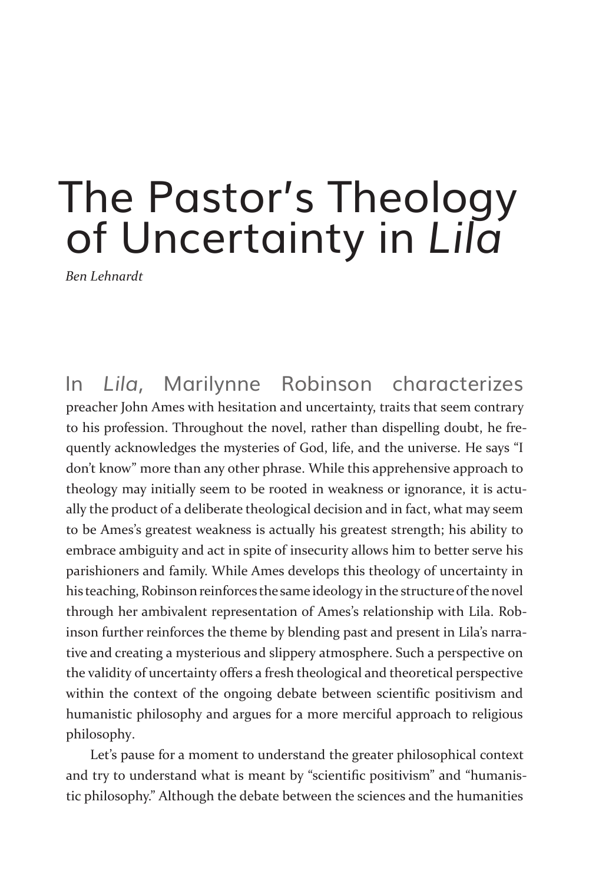# The Pastor's Theology of Uncertainty in *Lila*

*Ben Lehnardt*

In *Lila*, Marilynne Robinson characterizes preacher John Ames with hesitation and uncertainty, traits that seem contrary to his profession. Throughout the novel, rather than dispelling doubt, he frequently acknowledges the mysteries of God, life, and the universe. He says "I don't know" more than any other phrase. While this apprehensive approach to theology may initially seem to be rooted in weakness or ignorance, it is actually the product of a deliberate theological decision and in fact, what may seem to be Ames's greatest weakness is actually his greatest strength; his ability to embrace ambiguity and act in spite of insecurity allows him to better serve his parishioners and family. While Ames develops this theology of uncertainty in his teaching, Robinson reinforces the same ideology in the structure of the novel through her ambivalent representation of Ames's relationship with Lila. Robinson further reinforces the theme by blending past and present in Lila's narrative and creating a mysterious and slippery atmosphere. Such a perspective on the validity of uncertainty offers a fresh theological and theoretical perspective within the context of the ongoing debate between scientific positivism and humanistic philosophy and argues for a more merciful approach to religious philosophy.

Let's pause for a moment to understand the greater philosophical context and try to understand what is meant by "scientific positivism" and "humanistic philosophy." Although the debate between the sciences and the humanities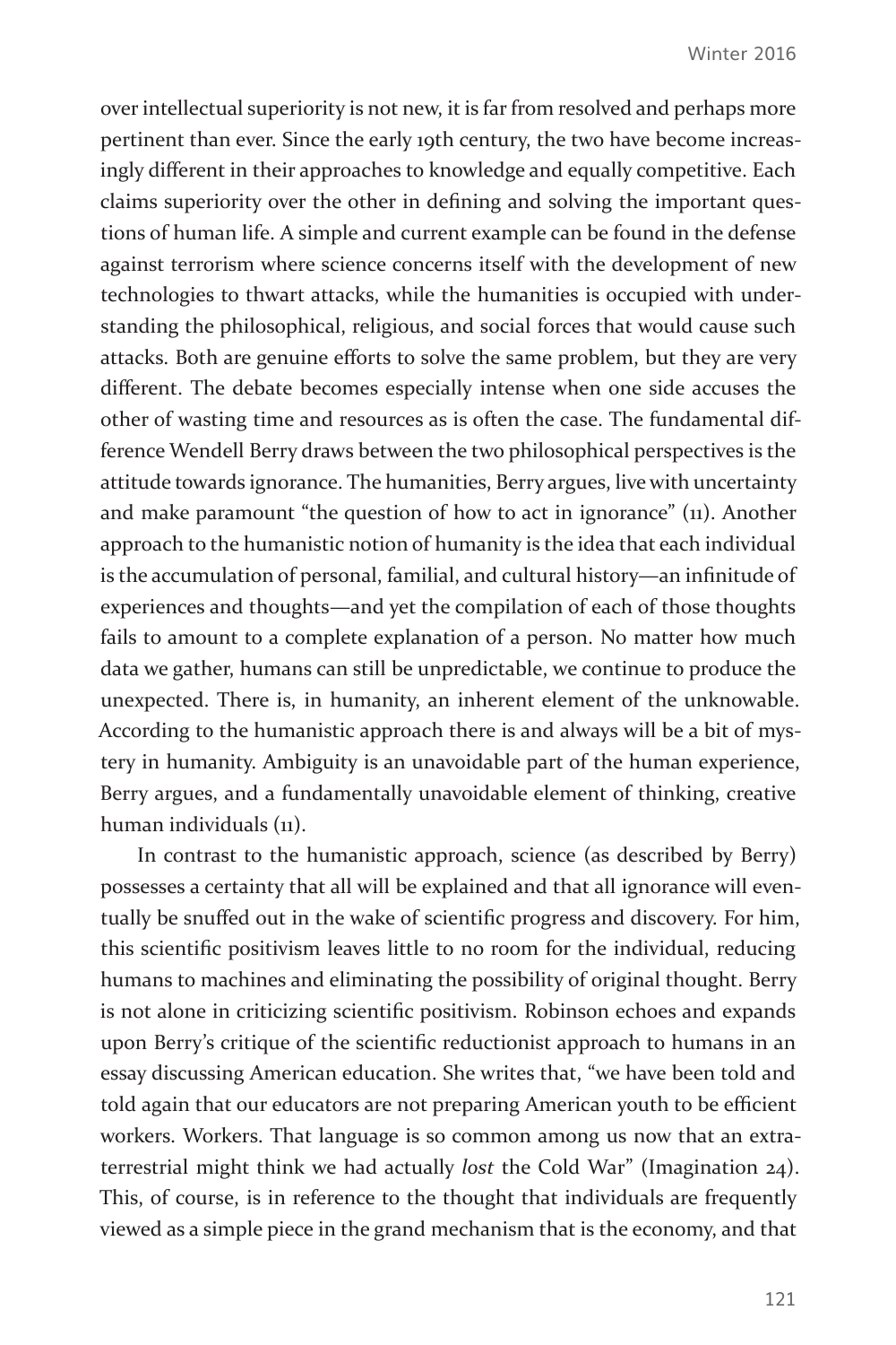over intellectual superiority is not new, it is far from resolved and perhaps more pertinent than ever. Since the early 19th century, the two have become increasingly different in their approaches to knowledge and equally competitive. Each claims superiority over the other in defining and solving the important questions of human life. A simple and current example can be found in the defense against terrorism where science concerns itself with the development of new technologies to thwart attacks, while the humanities is occupied with understanding the philosophical, religious, and social forces that would cause such attacks. Both are genuine efforts to solve the same problem, but they are very different. The debate becomes especially intense when one side accuses the other of wasting time and resources as is often the case. The fundamental difference Wendell Berry draws between the two philosophical perspectives is the attitude towards ignorance. The humanities, Berry argues, live with uncertainty and make paramount "the question of how to act in ignorance" (11). Another approach to the humanistic notion of humanity is the idea that each individual is the accumulation of personal, familial, and cultural history—an infinitude of experiences and thoughts—and yet the compilation of each of those thoughts fails to amount to a complete explanation of a person. No matter how much data we gather, humans can still be unpredictable, we continue to produce the unexpected. There is, in humanity, an inherent element of the unknowable. According to the humanistic approach there is and always will be a bit of mystery in humanity. Ambiguity is an unavoidable part of the human experience, Berry argues, and a fundamentally unavoidable element of thinking, creative human individuals (11).

In contrast to the humanistic approach, science (as described by Berry) possesses a certainty that all will be explained and that all ignorance will eventually be snuffed out in the wake of scientific progress and discovery. For him, this scientific positivism leaves little to no room for the individual, reducing humans to machines and eliminating the possibility of original thought. Berry is not alone in criticizing scientific positivism. Robinson echoes and expands upon Berry's critique of the scientific reductionist approach to humans in an essay discussing American education. She writes that, "we have been told and told again that our educators are not preparing American youth to be efficient workers. Workers. That language is so common among us now that an extraterrestrial might think we had actually *lost* the Cold War" (Imagination 24). This, of course, is in reference to the thought that individuals are frequently viewed as a simple piece in the grand mechanism that is the economy, and that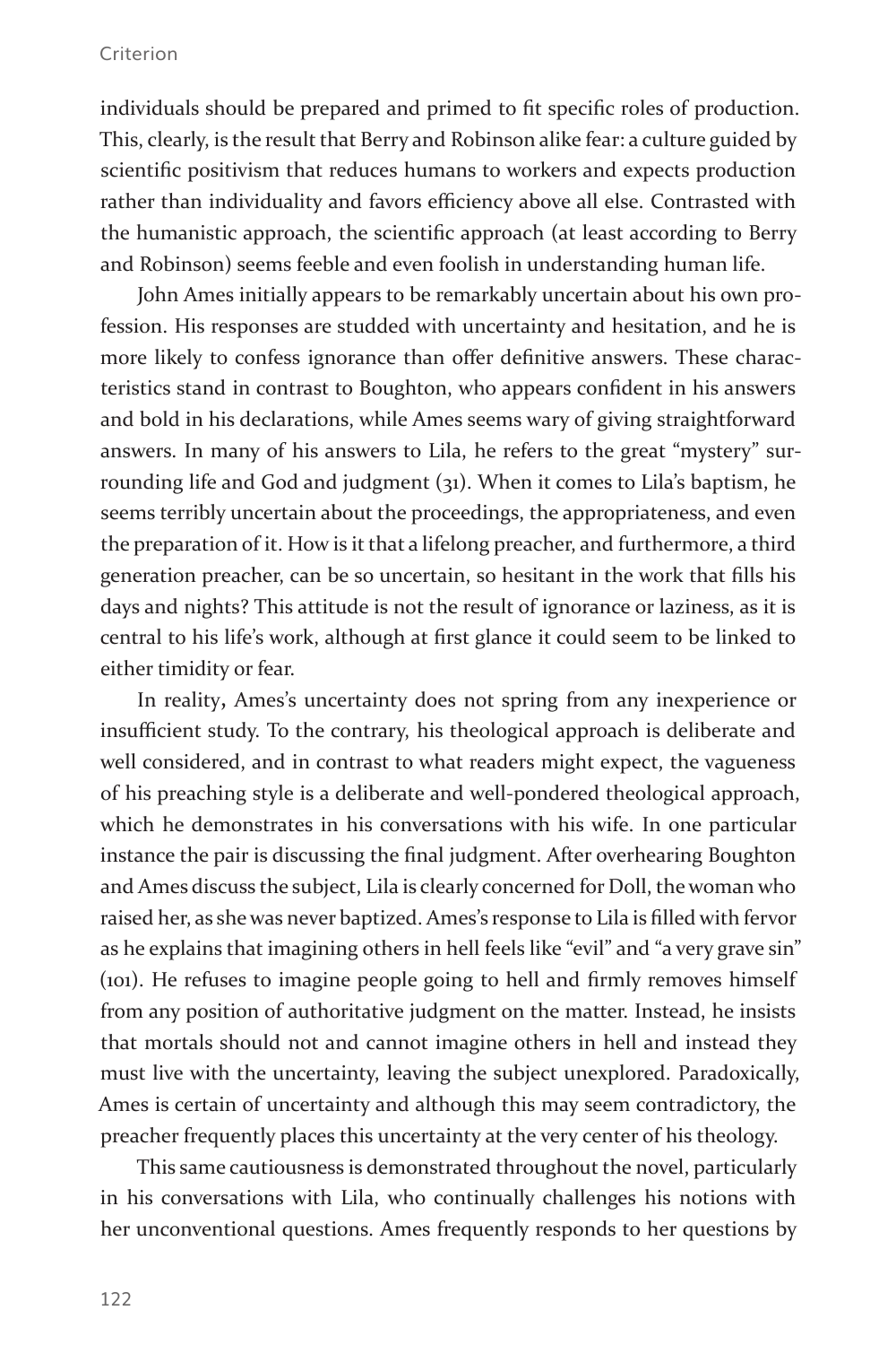individuals should be prepared and primed to fit specific roles of production. This, clearly, is the result that Berry and Robinson alike fear: a culture guided by scientific positivism that reduces humans to workers and expects production rather than individuality and favors efficiency above all else. Contrasted with the humanistic approach, the scientific approach (at least according to Berry and Robinson) seems feeble and even foolish in understanding human life.

John Ames initially appears to be remarkably uncertain about his own profession. His responses are studded with uncertainty and hesitation, and he is more likely to confess ignorance than offer definitive answers. These characteristics stand in contrast to Boughton, who appears confident in his answers and bold in his declarations, while Ames seems wary of giving straightforward answers. In many of his answers to Lila, he refers to the great "mystery" surrounding life and God and judgment (31). When it comes to Lila's baptism, he seems terribly uncertain about the proceedings, the appropriateness, and even the preparation of it. How is it that a lifelong preacher, and furthermore, a third generation preacher, can be so uncertain, so hesitant in the work that fills his days and nights? This attitude is not the result of ignorance or laziness, as it is central to his life's work, although at first glance it could seem to be linked to either timidity or fear.

In reality, Ames's uncertainty does not spring from any inexperience or insufficient study. To the contrary, his theological approach is deliberate and well considered, and in contrast to what readers might expect, the vagueness of his preaching style is a deliberate and well-pondered theological approach, which he demonstrates in his conversations with his wife. In one particular instance the pair is discussing the final judgment. After overhearing Boughton and Ames discuss the subject, Lila is clearly concerned for Doll, the woman who raised her, as she was never baptized. Ames's response to Lila is filled with fervor as he explains that imagining others in hell feels like "evil" and "a very grave sin" (101). He refuses to imagine people going to hell and firmly removes himself from any position of authoritative judgment on the matter. Instead, he insists that mortals should not and cannot imagine others in hell and instead they must live with the uncertainty, leaving the subject unexplored. Paradoxically, Ames is certain of uncertainty and although this may seem contradictory, the preacher frequently places this uncertainty at the very center of his theology.

This same cautiousness is demonstrated throughout the novel, particularly in his conversations with Lila, who continually challenges his notions with her unconventional questions. Ames frequently responds to her questions by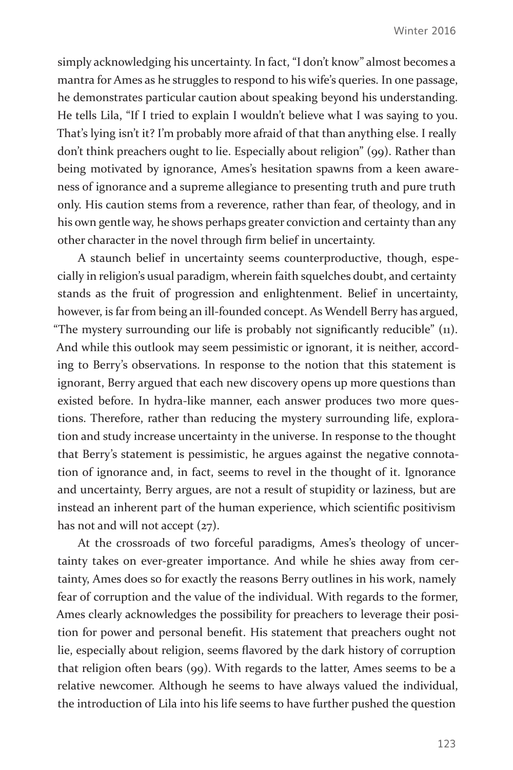simply acknowledging his uncertainty. In fact, "I don't know" almost becomes a mantra for Ames as he struggles to respond to his wife's queries. In one passage, he demonstrates particular caution about speaking beyond his understanding. He tells Lila, "If I tried to explain I wouldn't believe what I was saying to you. That's lying isn't it? I'm probably more afraid of that than anything else. I really don't think preachers ought to lie. Especially about religion" (99). Rather than being motivated by ignorance, Ames's hesitation spawns from a keen awareness of ignorance and a supreme allegiance to presenting truth and pure truth only. His caution stems from a reverence, rather than fear, of theology, and in his own gentle way, he shows perhaps greater conviction and certainty than any other character in the novel through firm belief in uncertainty.

A staunch belief in uncertainty seems counterproductive, though, especially in religion's usual paradigm, wherein faith squelches doubt, and certainty stands as the fruit of progression and enlightenment. Belief in uncertainty, however, is far from being an ill-founded concept. As Wendell Berry has argued, "The mystery surrounding our life is probably not significantly reducible" (11). And while this outlook may seem pessimistic or ignorant, it is neither, according to Berry's observations. In response to the notion that this statement is ignorant, Berry argued that each new discovery opens up more questions than existed before. In hydra-like manner, each answer produces two more questions. Therefore, rather than reducing the mystery surrounding life, exploration and study increase uncertainty in the universe. In response to the thought that Berry's statement is pessimistic, he argues against the negative connotation of ignorance and, in fact, seems to revel in the thought of it. Ignorance and uncertainty, Berry argues, are not a result of stupidity or laziness, but are instead an inherent part of the human experience, which scientific positivism has not and will not accept (27).

At the crossroads of two forceful paradigms, Ames's theology of uncertainty takes on ever-greater importance. And while he shies away from certainty, Ames does so for exactly the reasons Berry outlines in his work, namely fear of corruption and the value of the individual. With regards to the former, Ames clearly acknowledges the possibility for preachers to leverage their position for power and personal benefit. His statement that preachers ought not lie, especially about religion, seems flavored by the dark history of corruption that religion often bears (99). With regards to the latter, Ames seems to be a relative newcomer. Although he seems to have always valued the individual, the introduction of Lila into his life seems to have further pushed the question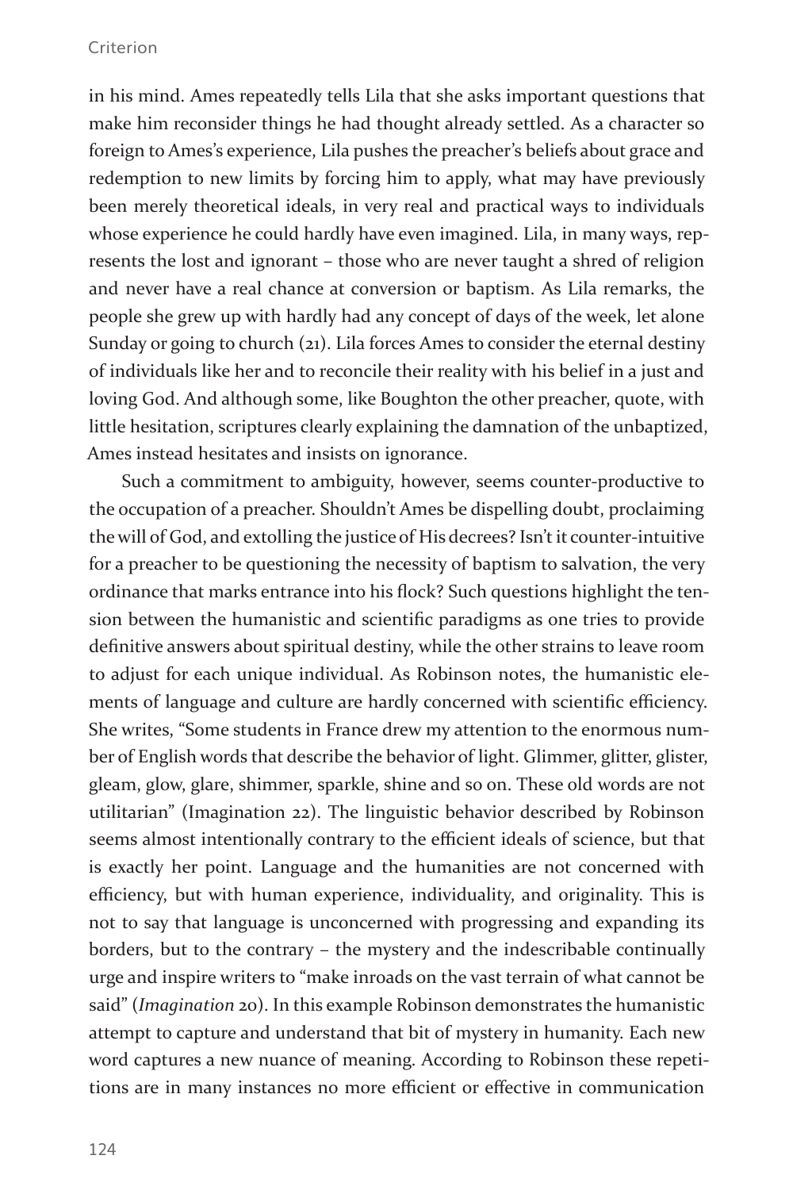in his mind. Ames repeatedly tells Lila that she asks important questions that make him reconsider things he had thought already settled. As a character so foreign to Ames's experience, Lila pushes the preacher's beliefs about grace and redemption to new limits by forcing him to apply, what may have previously been merely theoretical ideals, in very real and practical ways to individuals whose experience he could hardly have even imagined. Lila, in many ways, represents the lost and ignorant – those who are never taught a shred of religion and never have a real chance at conversion or baptism. As Lila remarks, the people she grew up with hardly had any concept of days of the week, let alone Sunday or going to church (21). Lila forces Ames to consider the eternal destiny of individuals like her and to reconcile their reality with his belief in a just and loving God. And although some, like Boughton the other preacher, quote, with little hesitation, scriptures clearly explaining the damnation of the unbaptized, Ames instead hesitates and insists on ignorance.

Such a commitment to ambiguity, however, seems counter-productive to the occupation of a preacher. Shouldn't Ames be dispelling doubt, proclaiming the will of God, and extolling the justice of His decrees? Isn't it counter-intuitive for a preacher to be questioning the necessity of baptism to salvation, the very ordinance that marks entrance into his flock? Such questions highlight the tension between the humanistic and scientific paradigms as one tries to provide definitive answers about spiritual destiny, while the other strains to leave room to adjust for each unique individual. As Robinson notes, the humanistic elements of language and culture are hardly concerned with scientific efficiency. She writes, "Some students in France drew my attention to the enormous number of English words that describe the behavior of light. Glimmer, glitter, glister, gleam, glow, glare, shimmer, sparkle, shine and so on. These old words are not utilitarian" (Imagination 22). The linguistic behavior described by Robinson seems almost intentionally contrary to the efficient ideals of science, but that is exactly her point. Language and the humanities are not concerned with efficiency, but with human experience, individuality, and originality. This is not to say that language is unconcerned with progressing and expanding its borders, but to the contrary – the mystery and the indescribable continually urge and inspire writers to "make inroads on the vast terrain of what cannot be said" (*Imagination* 20). In this example Robinson demonstrates the humanistic attempt to capture and understand that bit of mystery in humanity. Each new word captures a new nuance of meaning. According to Robinson these repetitions are in many instances no more efficient or effective in communication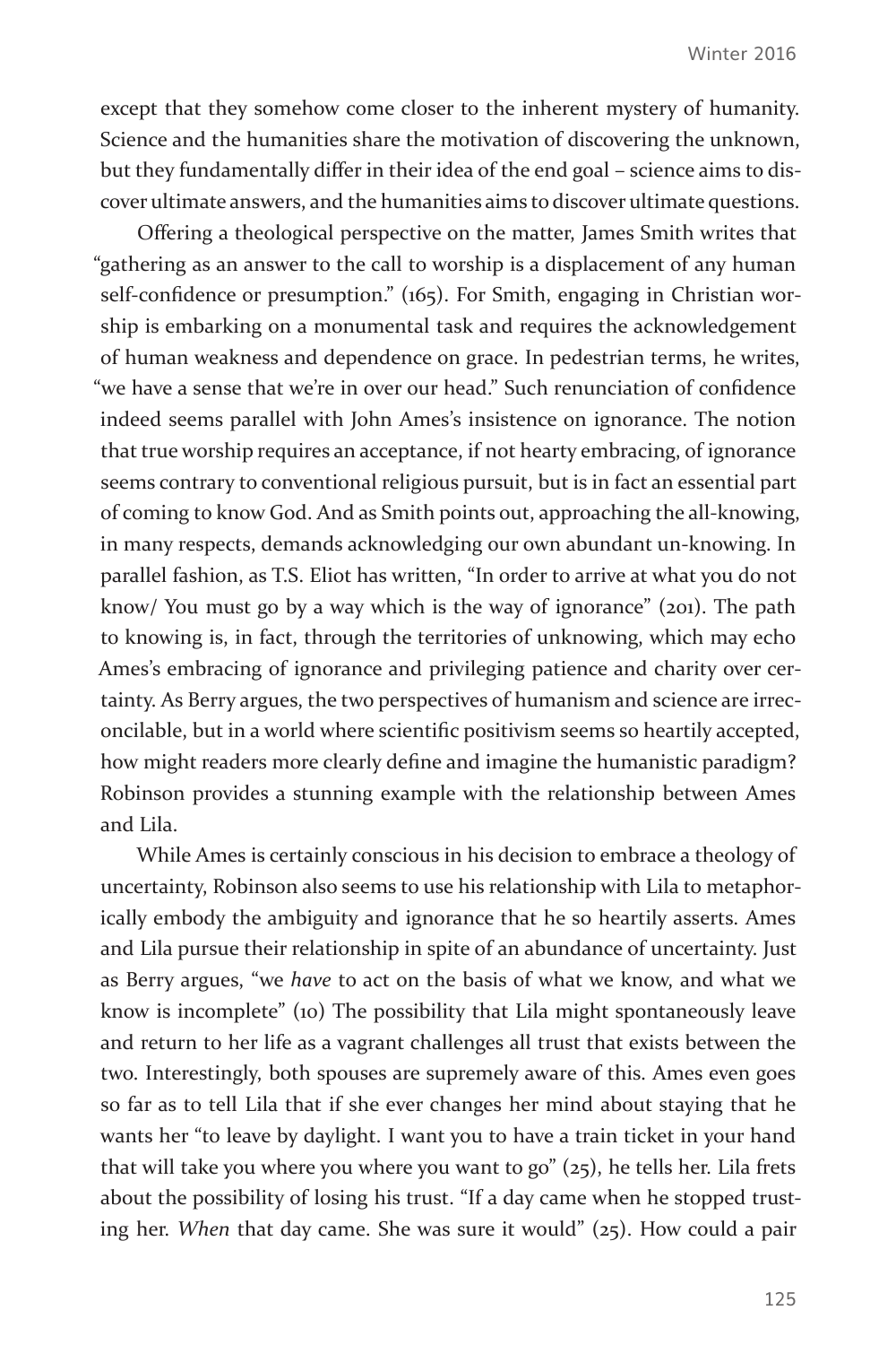except that they somehow come closer to the inherent mystery of humanity. Science and the humanities share the motivation of discovering the unknown, but they fundamentally differ in their idea of the end goal – science aims to discover ultimate answers, and the humanities aims to discover ultimate questions.

Offering a theological perspective on the matter, James Smith writes that "gathering as an answer to the call to worship is a displacement of any human self-confidence or presumption." (165). For Smith, engaging in Christian worship is embarking on a monumental task and requires the acknowledgement of human weakness and dependence on grace. In pedestrian terms, he writes, "we have a sense that we're in over our head." Such renunciation of confidence indeed seems parallel with John Ames's insistence on ignorance. The notion that true worship requires an acceptance, if not hearty embracing, of ignorance seems contrary to conventional religious pursuit, but is in fact an essential part of coming to know God. And as Smith points out, approaching the all-knowing, in many respects, demands acknowledging our own abundant un-knowing. In parallel fashion, as T.S. Eliot has written, "In order to arrive at what you do not know/ You must go by a way which is the way of ignorance" (201). The path to knowing is, in fact, through the territories of unknowing, which may echo Ames's embracing of ignorance and privileging patience and charity over certainty. As Berry argues, the two perspectives of humanism and science are irreconcilable, but in a world where scientific positivism seems so heartily accepted, how might readers more clearly define and imagine the humanistic paradigm? Robinson provides a stunning example with the relationship between Ames and Lila.

While Ames is certainly conscious in his decision to embrace a theology of uncertainty, Robinson also seems to use his relationship with Lila to metaphorically embody the ambiguity and ignorance that he so heartily asserts. Ames and Lila pursue their relationship in spite of an abundance of uncertainty. Just as Berry argues, "we *have* to act on the basis of what we know, and what we know is incomplete" (10) The possibility that Lila might spontaneously leave and return to her life as a vagrant challenges all trust that exists between the two. Interestingly, both spouses are supremely aware of this. Ames even goes so far as to tell Lila that if she ever changes her mind about staying that he wants her "to leave by daylight. I want you to have a train ticket in your hand that will take you where you where you want to go" (25), he tells her. Lila frets about the possibility of losing his trust. "If a day came when he stopped trusting her. *When* that day came. She was sure it would" (25). How could a pair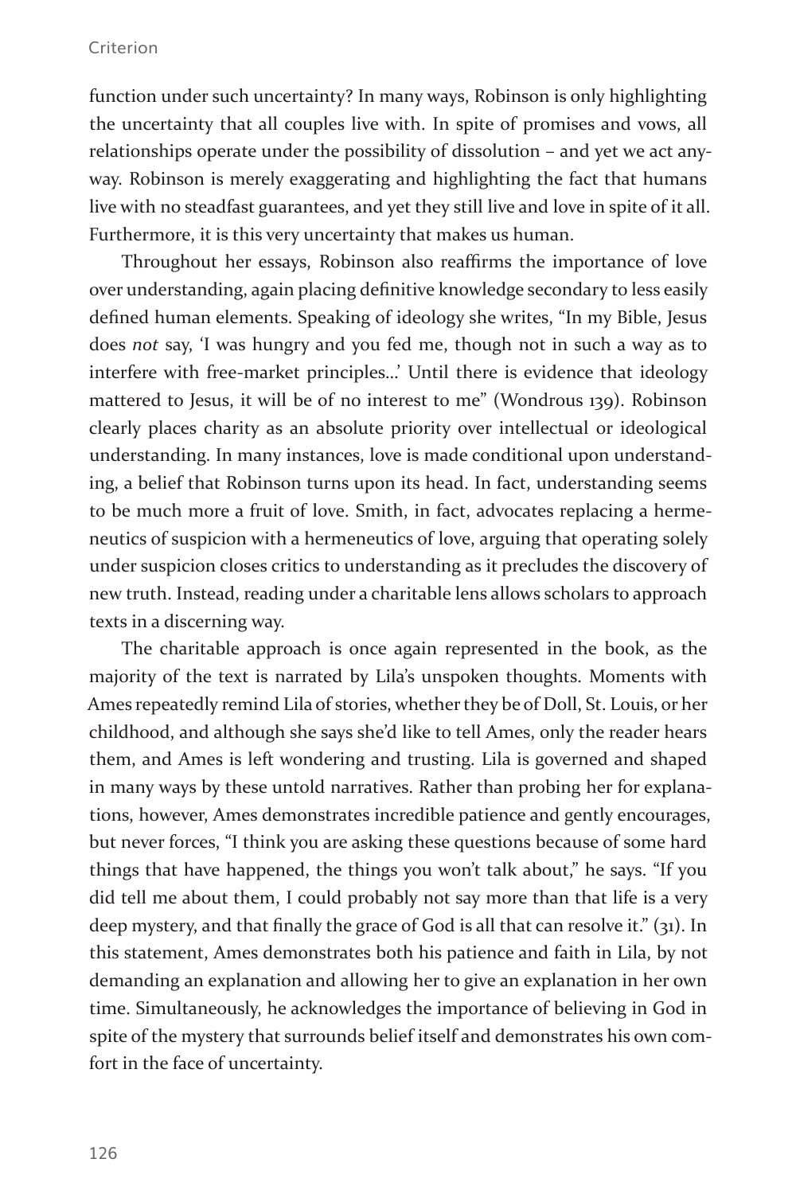function under such uncertainty? In many ways, Robinson is only highlighting the uncertainty that all couples live with. In spite of promises and vows, all relationships operate under the possibility of dissolution – and yet we act anyway. Robinson is merely exaggerating and highlighting the fact that humans live with no steadfast guarantees, and yet they still live and love in spite of it all. Furthermore, it is this very uncertainty that makes us human.

Throughout her essays, Robinson also reaffirms the importance of love over understanding, again placing definitive knowledge secondary to less easily defined human elements. Speaking of ideology she writes, "In my Bible, Jesus does *not* say, 'I was hungry and you fed me, though not in such a way as to interfere with free-market principles...' Until there is evidence that ideology mattered to Jesus, it will be of no interest to me" (Wondrous 139). Robinson clearly places charity as an absolute priority over intellectual or ideological understanding. In many instances, love is made conditional upon understanding, a belief that Robinson turns upon its head. In fact, understanding seems to be much more a fruit of love. Smith, in fact, advocates replacing a hermeneutics of suspicion with a hermeneutics of love, arguing that operating solely under suspicion closes critics to understanding as it precludes the discovery of new truth. Instead, reading under a charitable lens allows scholars to approach texts in a discerning way.

The charitable approach is once again represented in the book, as the majority of the text is narrated by Lila's unspoken thoughts. Moments with Ames repeatedly remind Lila of stories, whether they be of Doll, St. Louis, or her childhood, and although she says she'd like to tell Ames, only the reader hears them, and Ames is left wondering and trusting. Lila is governed and shaped in many ways by these untold narratives. Rather than probing her for explanations, however, Ames demonstrates incredible patience and gently encourages, but never forces, "I think you are asking these questions because of some hard things that have happened, the things you won't talk about," he says. "If you did tell me about them, I could probably not say more than that life is a very deep mystery, and that finally the grace of God is all that can resolve it." (31). In this statement, Ames demonstrates both his patience and faith in Lila, by not demanding an explanation and allowing her to give an explanation in her own time. Simultaneously, he acknowledges the importance of believing in God in spite of the mystery that surrounds belief itself and demonstrates his own comfort in the face of uncertainty.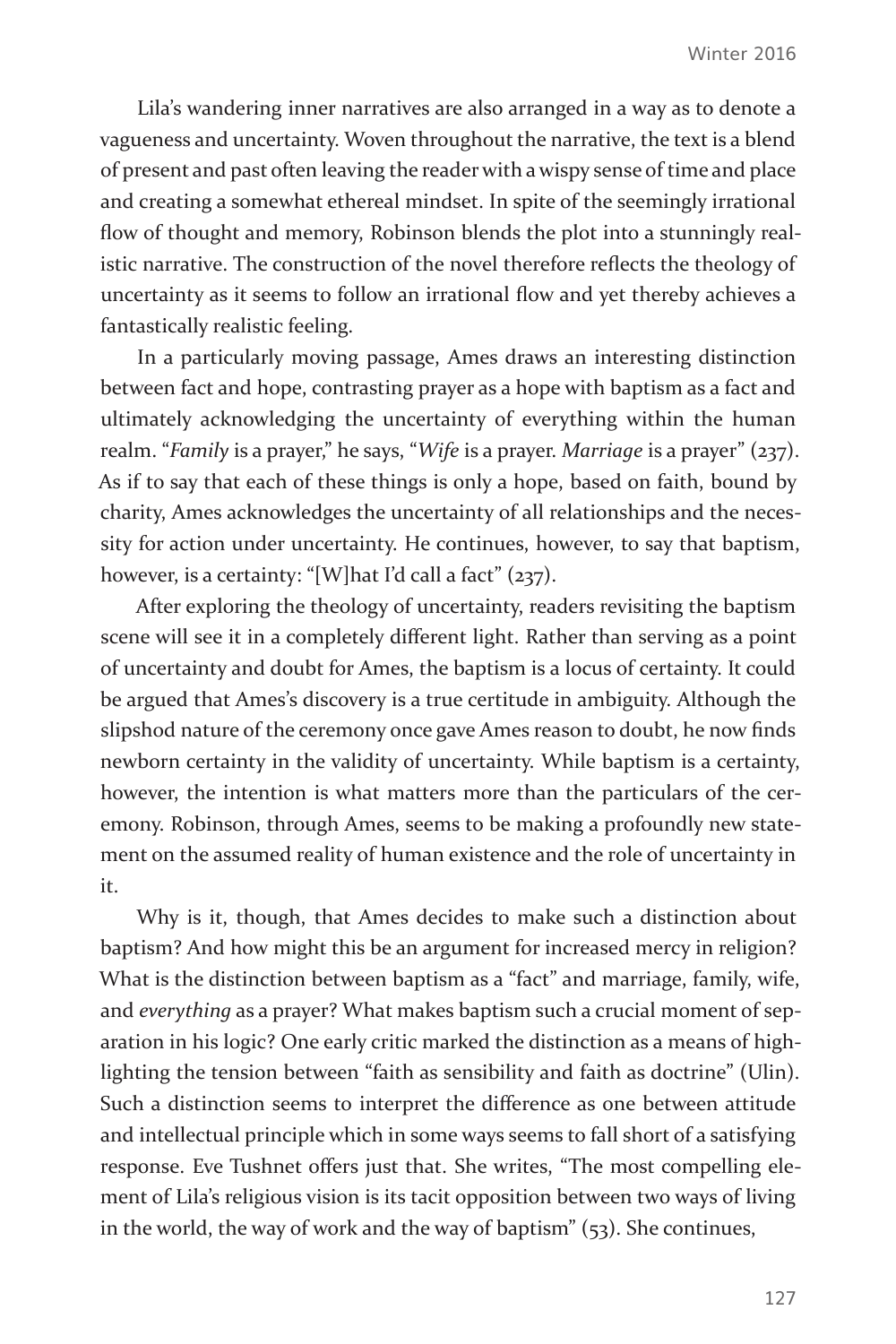Lila's wandering inner narratives are also arranged in a way as to denote a vagueness and uncertainty. Woven throughout the narrative, the text is a blend of present and past often leaving the reader with a wispy sense of time and place and creating a somewhat ethereal mindset. In spite of the seemingly irrational flow of thought and memory, Robinson blends the plot into a stunningly realistic narrative. The construction of the novel therefore reflects the theology of uncertainty as it seems to follow an irrational flow and yet thereby achieves a fantastically realistic feeling.

In a particularly moving passage, Ames draws an interesting distinction between fact and hope, contrasting prayer as a hope with baptism as a fact and ultimately acknowledging the uncertainty of everything within the human realm. "*Family* is a prayer," he says, "*Wife* is a prayer. *Marriage* is a prayer" (237). As if to say that each of these things is only a hope, based on faith, bound by charity, Ames acknowledges the uncertainty of all relationships and the necessity for action under uncertainty. He continues, however, to say that baptism, however, is a certainty: "[W]hat I'd call a fact" (237).

After exploring the theology of uncertainty, readers revisiting the baptism scene will see it in a completely different light. Rather than serving as a point of uncertainty and doubt for Ames, the baptism is a locus of certainty. It could be argued that Ames's discovery is a true certitude in ambiguity. Although the slipshod nature of the ceremony once gave Ames reason to doubt, he now finds newborn certainty in the validity of uncertainty. While baptism is a certainty, however, the intention is what matters more than the particulars of the ceremony. Robinson, through Ames, seems to be making a profoundly new statement on the assumed reality of human existence and the role of uncertainty in it.

Why is it, though, that Ames decides to make such a distinction about baptism? And how might this be an argument for increased mercy in religion? What is the distinction between baptism as a "fact" and marriage, family, wife, and *everything* as a prayer? What makes baptism such a crucial moment of separation in his logic? One early critic marked the distinction as a means of highlighting the tension between "faith as sensibility and faith as doctrine" (Ulin). Such a distinction seems to interpret the difference as one between attitude and intellectual principle which in some ways seems to fall short of a satisfying response. Eve Tushnet offers just that. She writes, "The most compelling element of Lila's religious vision is its tacit opposition between two ways of living in the world, the way of work and the way of baptism" (53). She continues,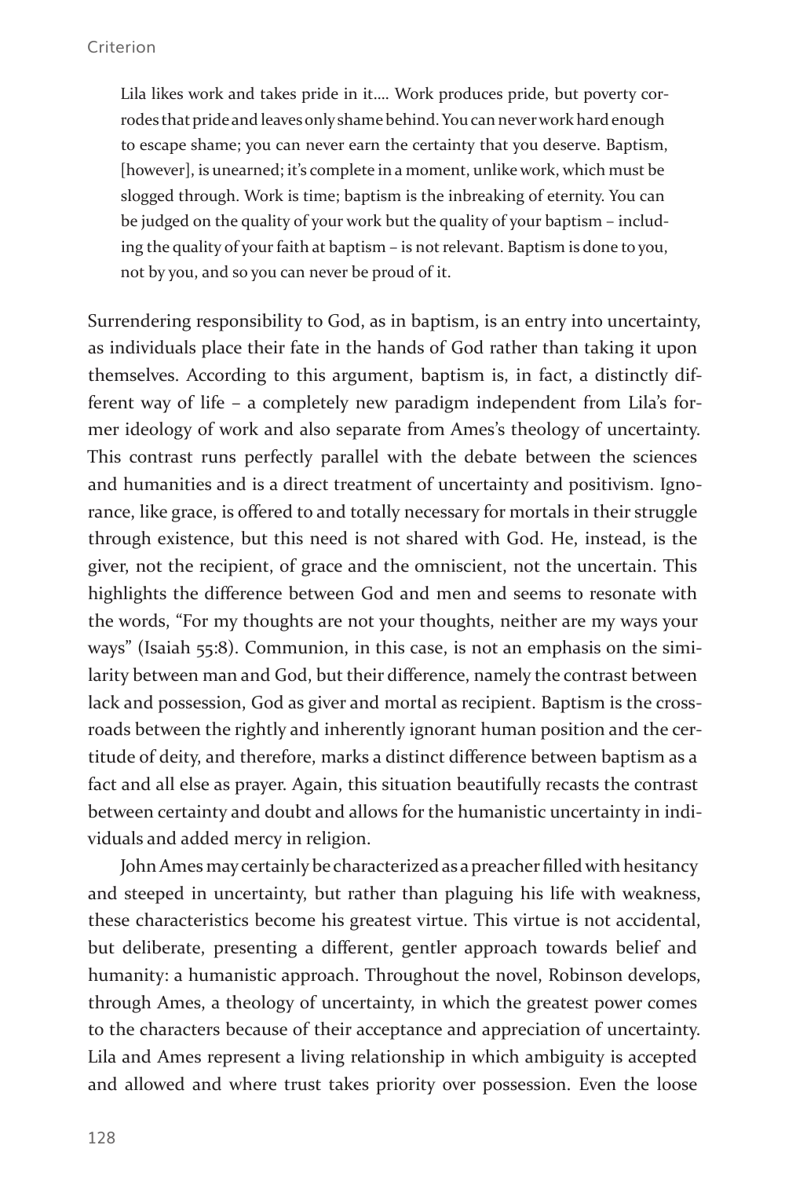> Lila likes work and takes pride in it.... Work produces pride, but poverty corrodes that pride and leaves only shame behind. You can never work hard enough to escape shame; you can never earn the certainty that you deserve. Baptism, [however], is unearned; it's complete in a moment, unlike work, which must be slogged through. Work is time; baptism is the inbreaking of eternity. You can be judged on the quality of your work but the quality of your baptism – including the quality of your faith at baptism – is not relevant. Baptism is done to you, not by you, and so you can never be proud of it.

Surrendering responsibility to God, as in baptism, is an entry into uncertainty, as individuals place their fate in the hands of God rather than taking it upon themselves. According to this argument, baptism is, in fact, a distinctly different way of life – a completely new paradigm independent from Lila's former ideology of work and also separate from Ames's theology of uncertainty. This contrast runs perfectly parallel with the debate between the sciences and humanities and is a direct treatment of uncertainty and positivism. Ignorance, like grace, is offered to and totally necessary for mortals in their struggle through existence, but this need is not shared with God. He, instead, is the giver, not the recipient, of grace and the omniscient, not the uncertain. This highlights the difference between God and men and seems to resonate with the words, "For my thoughts are not your thoughts, neither are my ways your ways" (Isaiah 55:8). Communion, in this case, is not an emphasis on the similarity between man and God, but their difference, namely the contrast between lack and possession, God as giver and mortal as recipient. Baptism is the crossroads between the rightly and inherently ignorant human position and the certitude of deity, and therefore, marks a distinct difference between baptism as a fact and all else as prayer. Again, this situation beautifully recasts the contrast between certainty and doubt and allows for the humanistic uncertainty in individuals and added mercy in religion.

John Ames may certainly be characterized as a preacher filled with hesitancy and steeped in uncertainty, but rather than plaguing his life with weakness, these characteristics become his greatest virtue. This virtue is not accidental, but deliberate, presenting a different, gentler approach towards belief and humanity: a humanistic approach. Throughout the novel, Robinson develops, through Ames, a theology of uncertainty, in which the greatest power comes to the characters because of their acceptance and appreciation of uncertainty. Lila and Ames represent a living relationship in which ambiguity is accepted and allowed and where trust takes priority over possession. Even the loose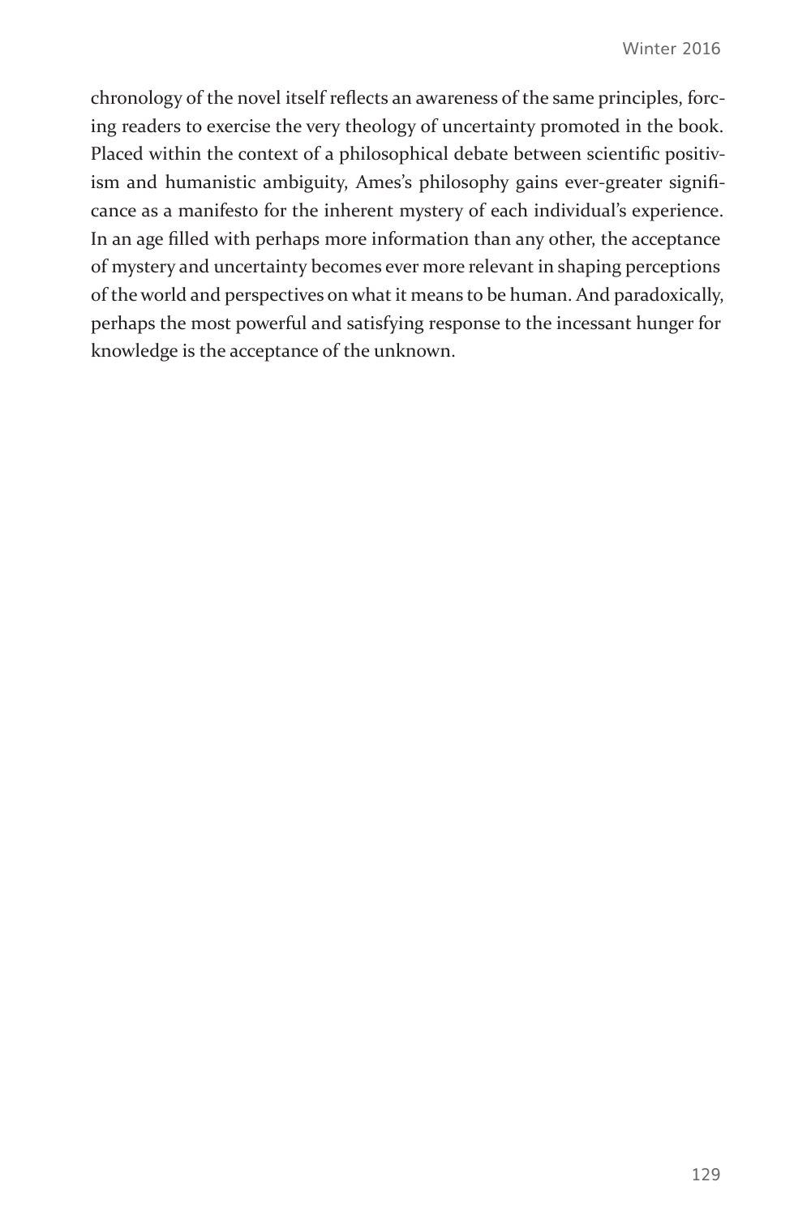chronology of the novel itself reflects an awareness of the same principles, forcing readers to exercise the very theology of uncertainty promoted in the book. Placed within the context of a philosophical debate between scientific positivism and humanistic ambiguity, Ames's philosophy gains ever-greater significance as a manifesto for the inherent mystery of each individual's experience. In an age filled with perhaps more information than any other, the acceptance of mystery and uncertainty becomes ever more relevant in shaping perceptions of the world and perspectives on what it means to be human. And paradoxically, perhaps the most powerful and satisfying response to the incessant hunger for knowledge is the acceptance of the unknown.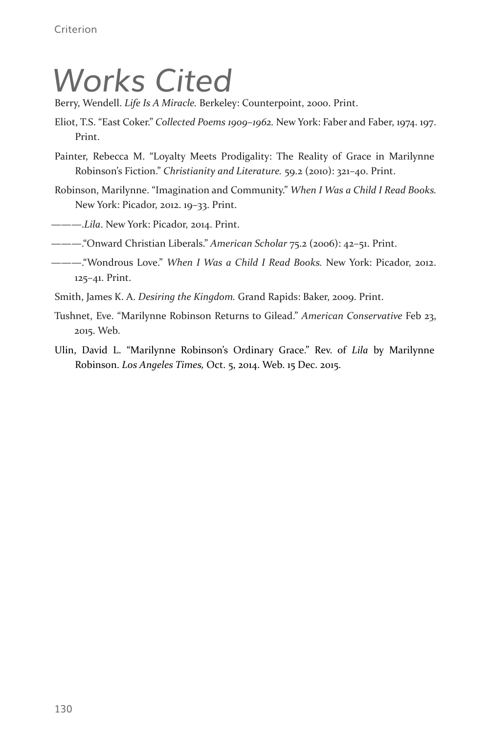# Works Cited

Berry, Wendell. *Life Is A Miracle.* Berkeley: Counterpoint, 2000. Print.

Eliot, T.S. "East Coker." *Collected Poems 1909–1962.* New York: Faber and Faber, 1974. 197. Print.

Painter, Rebecca M. "Loyalty Meets Prodigality: The Reality of Grace in Marilynne Robinson's Fiction." *Christianity and Literature.* 59.2 (2010): 321–40. Print.

Robinson, Marilynne. "Imagination and Community." *When I Was a Child I Read Books.* New York: Picador, 2012. 19–33. Print.

———.*Lila*. New York: Picador, 2014. Print.

———."Onward Christian Liberals." *American Scholar* 75.2 (2006): 42–51. Print.

———."Wondrous Love." *When I Was a Child I Read Books.* New York: Picador, 2012. 125–41. Print.

Smith, James K. A. *Desiring the Kingdom.* Grand Rapids: Baker, 2009. Print.

Tushnet, Eve. "Marilynne Robinson Returns to Gilead." *American Conservative* Feb 23, 2015. Web.

Ulin, David L. "Marilynne Robinson's Ordinary Grace." Rev. of *Lila* by Marilynne Robinson. *Los Angeles Times,* Oct. 5, 2014. Web. 15 Dec. 2015.